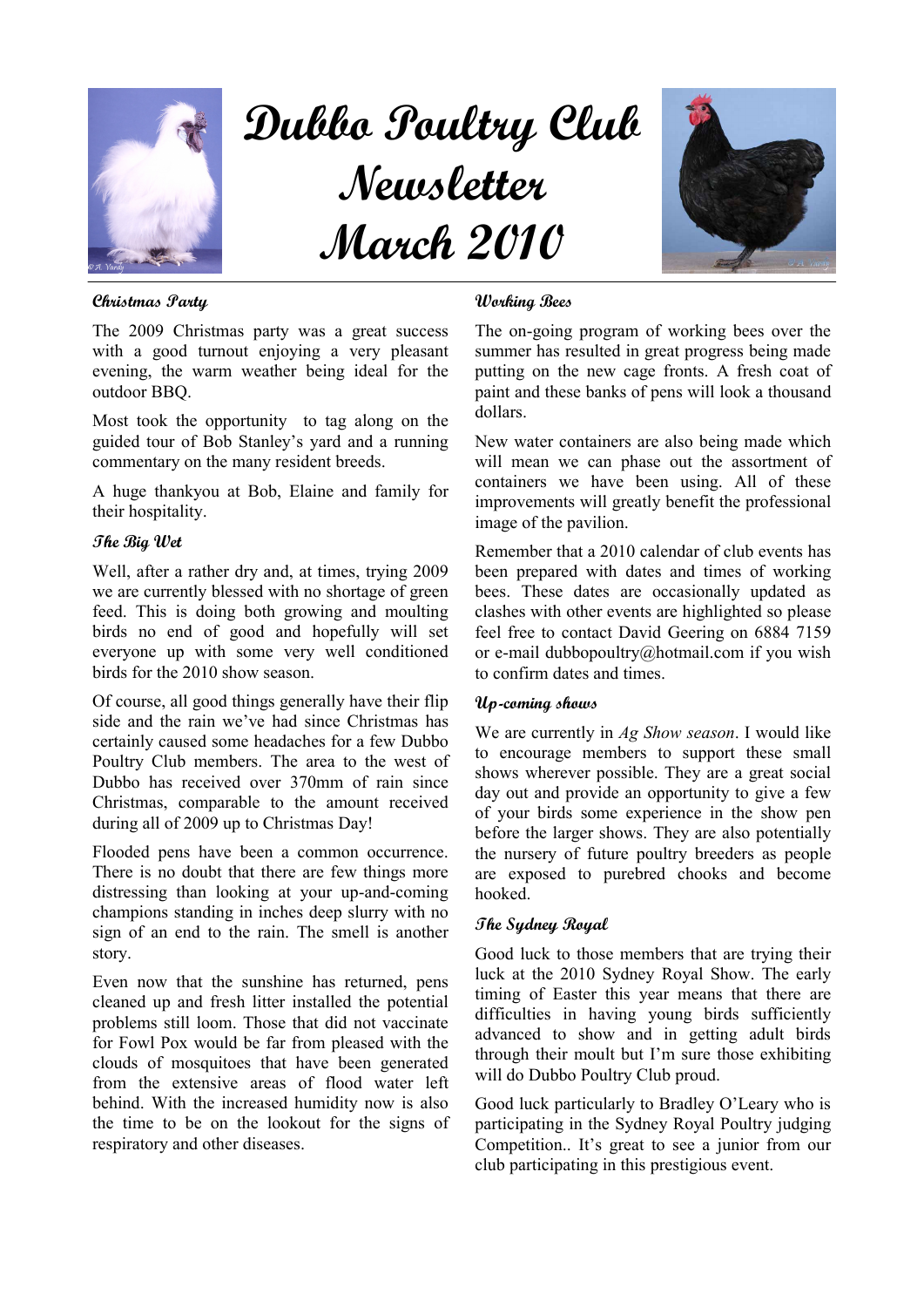# Dubbo Poultry Club Newsletter March 2010

### Christmas Party

The 2009 Christmas party was a great success with a good turnout enjoying a very pleasant evening, the warm weather being ideal for the outdoor BBQ.

Most took the opportunity to tag along on the guided tour of Bob Stanley's yard and a running commentary on the many resident breeds.

A huge thankyou at Bob, Elaine and family for their hospitality.

### The Big Wet

Well, after a rather dry and, at times, trying 2009 we are currently blessed with no shortage of green feed. This is doing both growing and moulting birds no end of good and hopefully will set everyone up with some very well conditioned birds for the 2010 show season.

Of course, all good things generally have their flip side and the rain we've had since Christmas has certainly caused some headaches for a few Dubbo Poultry Club members. The area to the west of Dubbo has received over 370mm of rain since Christmas, comparable to the amount received during all of 2009 up to Christmas Day!

Flooded pens have been a common occurrence. There is no doubt that there are few things more distressing than looking at your up-and-coming champions standing in inches deep slurry with no sign of an end to the rain. The smell is another story.

Even now that the sunshine has returned, pens cleaned up and fresh litter installed the potential problems still loom. Those that did not vaccinate for Fowl Pox would be far from pleased with the clouds of mosquitoes that have been generated from the extensive areas of flood water left behind. With the increased humidity now is also the time to be on the lookout for the signs of respiratory and other diseases.

### Working Bees

The on-going program of working bees over the summer has resulted in great progress being made putting on the new cage fronts. A fresh coat of paint and these banks of pens will look a thousand dollars.

New water containers are also being made which will mean we can phase out the assortment of containers we have been using. All of these improvements will greatly benefit the professional image of the pavilion.

Remember that a 2010 calendar of club events has been prepared with dates and times of working bees. These dates are occasionally updated as clashes with other events are highlighted so please feel free to contact David Geering on 6884 7159 or e-mail dubbopoultry@hotmail.com if you wish to confirm dates and times.

### Up-coming shows

We are currently in *Ag Show season*. I would like to encourage members to support these small shows wherever possible. They are a great social day out and provide an opportunity to give a few of your birds some experience in the show pen before the larger shows. They are also potentially the nursery of future poultry breeders as people are exposed to purebred chooks and become hooked.

### The Sydney Royal

Good luck to those members that are trying their luck at the 2010 Sydney Royal Show. The early timing of Easter this year means that there are difficulties in having young birds sufficiently advanced to show and in getting adult birds through their moult but I'm sure those exhibiting will do Dubbo Poultry Club proud.

Good luck particularly to Bradley O'Leary who is participating in the Sydney Royal Poultry judging Competition.. It's great to see a junior from our club participating in this prestigious event.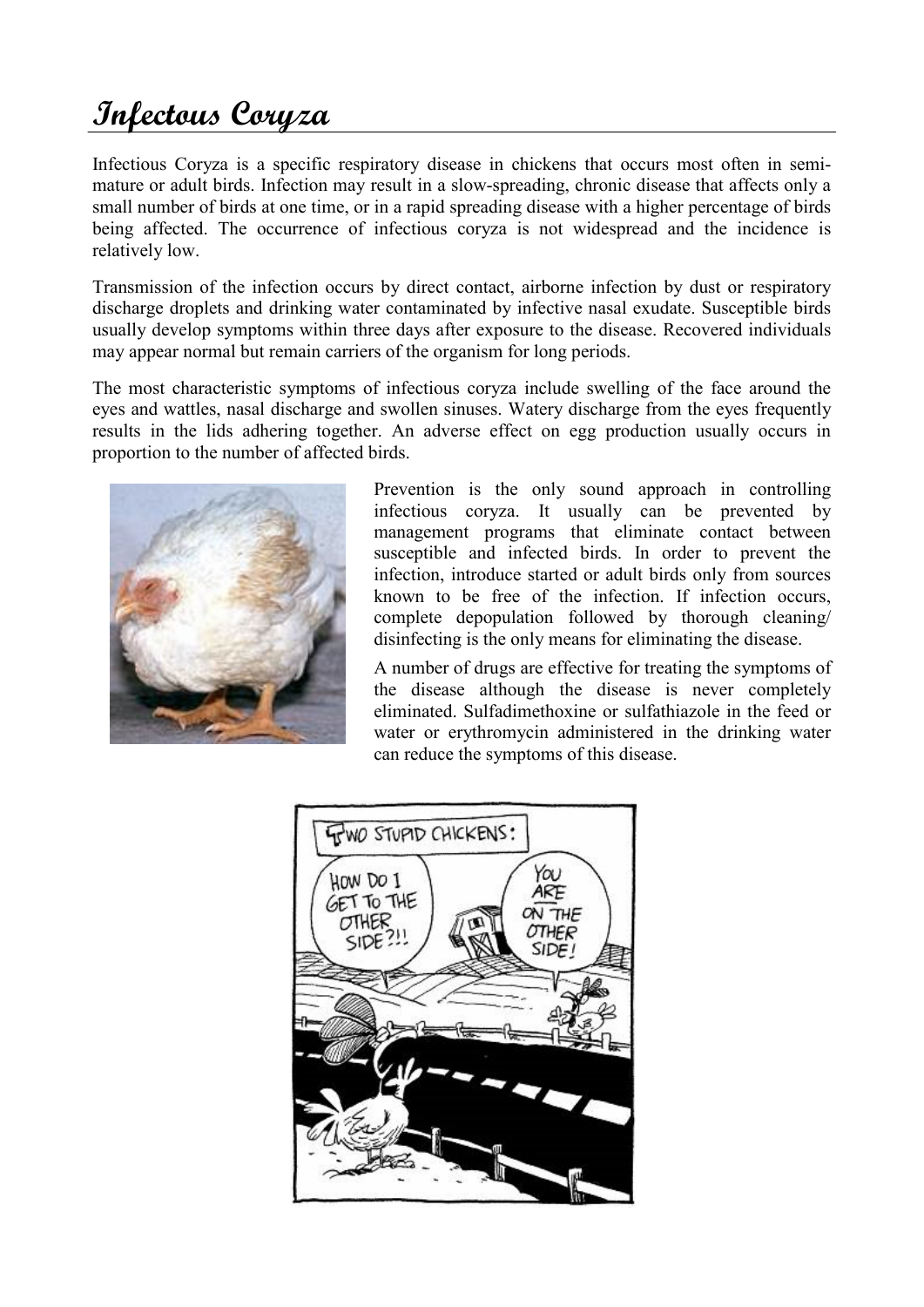# Infectous Coryza

Infectious Coryza is a specific respiratory disease in chickens that occurs most often in semi-mature or adult birds. Infection may result in a slow-spreading, chronic disease that affects only a small number of birds at one time, or in a rapid spreading disease with a higher percentage of birds being affected. The occurrence of infectious coryza is not widespread and the incidence is relatively low.

Transmission of the infection occurs by direct contact, airborne infection by dust or respiratory discharge droplets and drinking water contaminated by infective nasal exudate. Susceptible birds usually develop symptoms within three days after exposure to the disease. Recovered individuals may appear normal but remain carriers of the organism for long periods.

The most characteristic symptoms of infectious coryza include swelling of the face around the eyes and wattles, nasal discharge and swollen sinuses. Watery discharge from the eyes frequently results in the lids adhering together. An adverse effect on egg production usually occurs in proportion to the number of affected birds.

Prevention is the only sound approach in controlling infectious coryza. It usually can be prevented by management programs that eliminate contact between susceptible and infected birds. In order to prevent the infection, introduce started or adult birds only from sources known to be free of the infection. If infection occurs, complete depopulation followed by thorough cleaning/ disinfecting is the only means for eliminating the disease.

A number of drugs are effective for treating the symptoms of the disease although the disease is never completely eliminated. Sulfadimethoxine or sulfathiazole in the feed or water or erythromycin administered in the drinking water can reduce the symptoms of this disease.